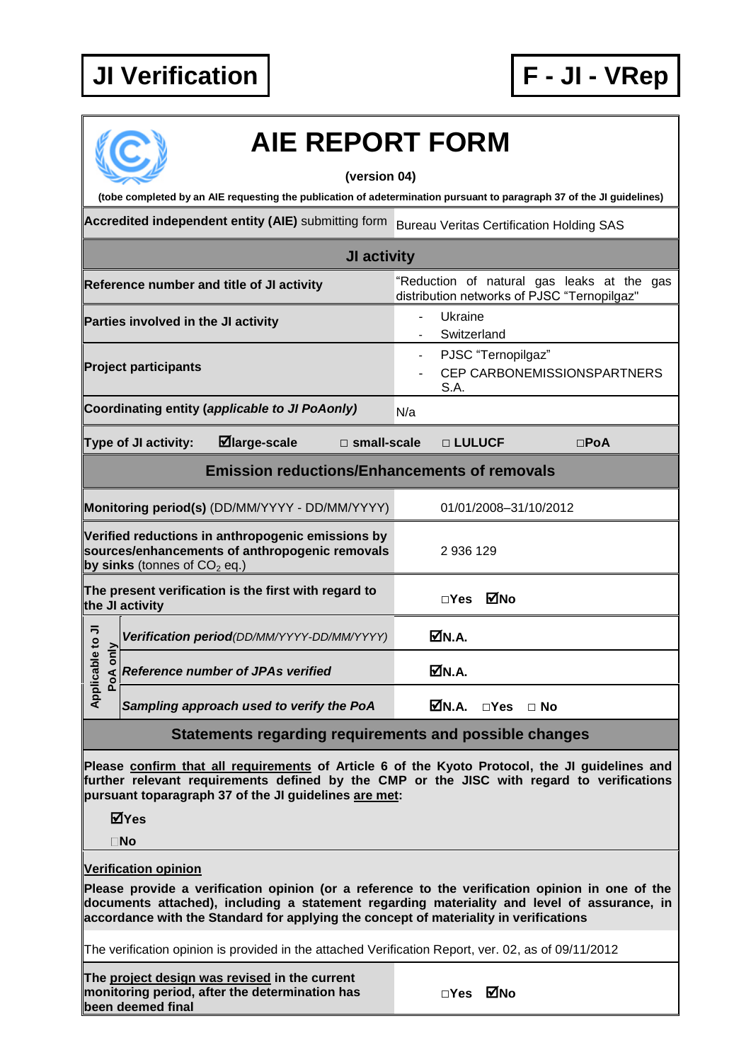**JI Verification** | **F - JI - VRep**

# AIE REPORT FORM

**(version 04)**

**(tobe completed by an AIE requesting the publication of adetermination pursuant to paragraph 37 of the JI guidelines)**

| **Accredited independent entity (AIE)** submitting form | Bureau Veritas Certification Holding SAS |
|---|---|
| **JI activity** | |
| **Reference number and title of JI activity** | “Reduction of natural gas leaks at the gas distribution networks of PJSC “Ternopilgaz” |
| **Parties involved in the JI activity** | - Ukraine<br>- Switzerland |
| **Project participants** | - PJSC “Ternopilgaz”<br>- CEP CARBONEMISSIONSPARTNERS S.A. |
| **Coordinating entity (*applicable to JI PoAonly*)** | N/a |
| **Type of JI activity:** ☑**large-scale** □ **small-scale** □ **LULUCF** □**PoA** | |
| **Emission reductions/Enhancements of removals** | |
| **Monitoring period(s)** (DD/MM/YYYY - DD/MM/YYYY) | 01/01/2008–31/10/2012 |
| **Verified reductions in anthropogenic emissions by sources/enhancements of anthropogenic removals by sinks** (tonnes of $CO_2$ eq.) | 2 936 129 |
| **The present verification is the first with regard to the JI activity** | □Yes ☑No |
| Applicable to JI PoA only – ***Verification period***(*DD/MM/YYYY-DD/MM/YYYY*) | ☑N.A. |
| Applicable to JI PoA only – ***Reference number of JPAs verified*** | ☑N.A. |
| Applicable to JI PoA only – ***Sampling approach used to verify the PoA*** | ☑N.A. □Yes □ No |

## Statements regarding requirements and possible changes

**Please confirm that all requirements of Article 6 of the Kyoto Protocol, the JI guidelines and further relevant requirements defined by the CMP or the JISC with regard to verifications pursuant toparagraph 37 of the JI guidelines are met:**

☑**Yes**

□**No**

**Verification opinion**

**Please provide a verification opinion (or a reference to the verification opinion in one of the documents attached), including a statement regarding materiality and level of assurance, in accordance with the Standard for applying the concept of materiality in verifications**

The verification opinion is provided in the attached Verification Report, ver. 02, as of 09/11/2012

| **The project design was revised in the current monitoring period, after the determination has been deemed final** | □Yes ☑No |
|---|---|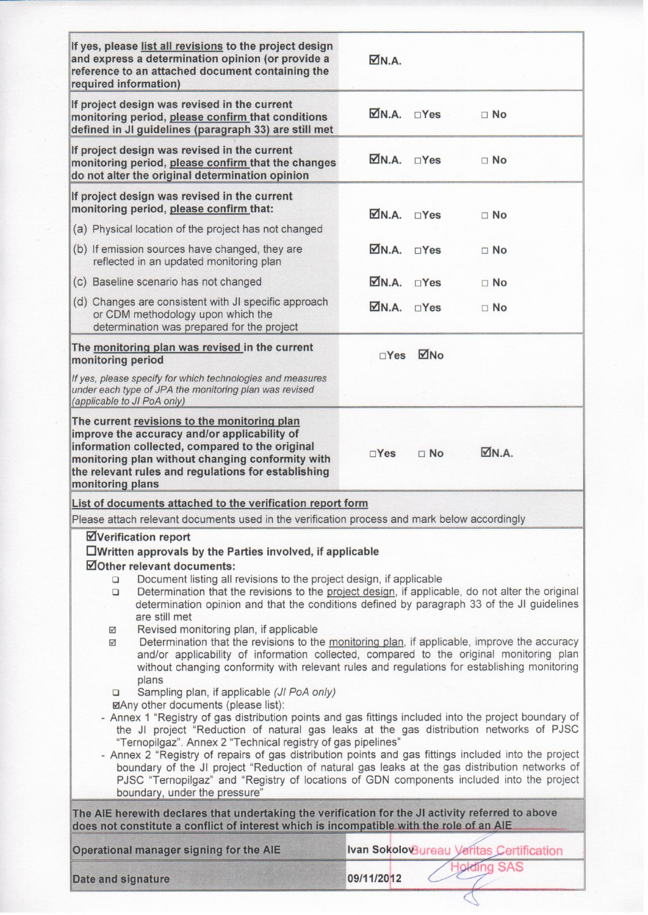| | |
|---|---|
| If yes, please list all revisions to the project design and express a determination opinion (or provide a reference to an attached document containing the required information) | ☑N.A. |
| If project design was revised in the current monitoring period, please confirm that conditions defined in JI guidelines (paragraph 33) are still met | ☑N.A. □Yes □ No |
| If project design was revised in the current monitoring period, please confirm that the changes do not alter the original determination opinion | ☑N.A. □Yes □ No |
| If project design was revised in the current monitoring period, please confirm that:<br>(a) Physical location of the project has not changed | ☑N.A. □Yes □ No |
| (b) If emission sources have changed, they are reflected in an updated monitoring plan | ☑N.A. □Yes □ No |
| (c) Baseline scenario has not changed | ☑N.A. □Yes □ No |
| (d) Changes are consistent with JI specific approach or CDM methodology upon which the determination was prepared for the project | ☑N.A. □Yes □ No |
| The monitoring plan was revised in the current monitoring period<br>*If yes, please specify for which technologies and measures under each type of JPA the monitoring plan was revised (applicable to JI PoA only)* | □Yes ☑No |
| The current revisions to the monitoring plan improve the accuracy and/or applicability of information collected, compared to the original monitoring plan without changing conformity with the relevant rules and regulations for establishing monitoring plans | □Yes □ No ☑N.A. |

**List of documents attached to the verification report form**

Please attach relevant documents used in the verification process and mark below accordingly

☑**Verification report**

☐**Written approvals by the Parties involved, if applicable**

☑**Other relevant documents:**

- ❑ Document listing all revisions to the project design, if applicable
- ❑ Determination that the revisions to the project design, if applicable, do not alter the original determination opinion and that the conditions defined by paragraph 33 of the JI guidelines are still met
- ☑ Revised monitoring plan, if applicable
- ☑ Determination that the revisions to the monitoring plan, if applicable, improve the accuracy and/or applicability of information collected, compared to the original monitoring plan without changing conformity with relevant rules and regulations for establishing monitoring plans
- ❑ Sampling plan, if applicable *(JI PoA only)*
- ☑Any other documents (please list):
  - Annex 1 "Registry of gas distribution points and gas fittings included into the project boundary of the JI project "Reduction of natural gas leaks at the gas distribution networks of PJSC "Ternopilgaz". Annex 2 "Technical registry of gas pipelines"
  - Annex 2 "Registry of repairs of gas distribution points and gas fittings included into the project boundary of the JI project "Reduction of natural gas leaks at the gas distribution networks of PJSC "Ternopilgaz" and "Registry of locations of GDN components included into the project boundary, under the pressure"

**The AIE herewith declares that undertaking the verification for the JI activity referred to above does not constitute a conflict of interest which is incompatible with the role of an AIE**

| | |
|---|---|
| Operational manager signing for the AIE | Ivan Sokolov Bureau Veritas Certification Holding SAS |
| Date and signature | 09/11/2012 |